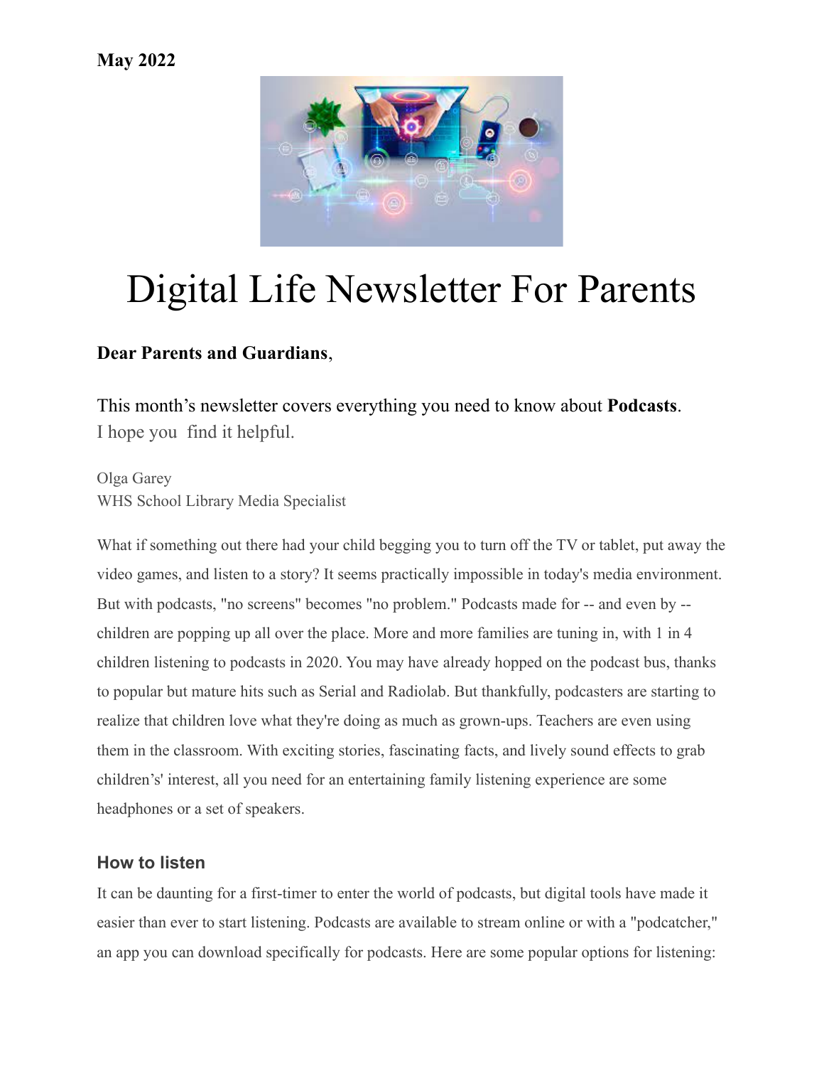**May 2022**

# Digital Life Newsletter For Parents

**Dear Parents and Guardians**,

This month's newsletter covers everything you need to know about **Podcasts**.
I hope you find it helpful.

Olga Garey
WHS School Library Media Specialist

What if something out there had your child begging you to turn off the TV or tablet, put away the video games, and listen to a story? It seems practically impossible in today's media environment. But with podcasts, "no screens" becomes "no problem." Podcasts made for -- and even by -- children are popping up all over the place. More and more families are tuning in, with 1 in 4 children listening to podcasts in 2020. You may have already hopped on the podcast bus, thanks to popular but mature hits such as Serial and Radiolab. But thankfully, podcasters are starting to realize that children love what they're doing as much as grown-ups. Teachers are even using them in the classroom. With exciting stories, fascinating facts, and lively sound effects to grab children's' interest, all you need for an entertaining family listening experience are some headphones or a set of speakers.

### How to listen

It can be daunting for a first-timer to enter the world of podcasts, but digital tools have made it easier than ever to start listening. Podcasts are available to stream online or with a "podcatcher," an app you can download specifically for podcasts. Here are some popular options for listening: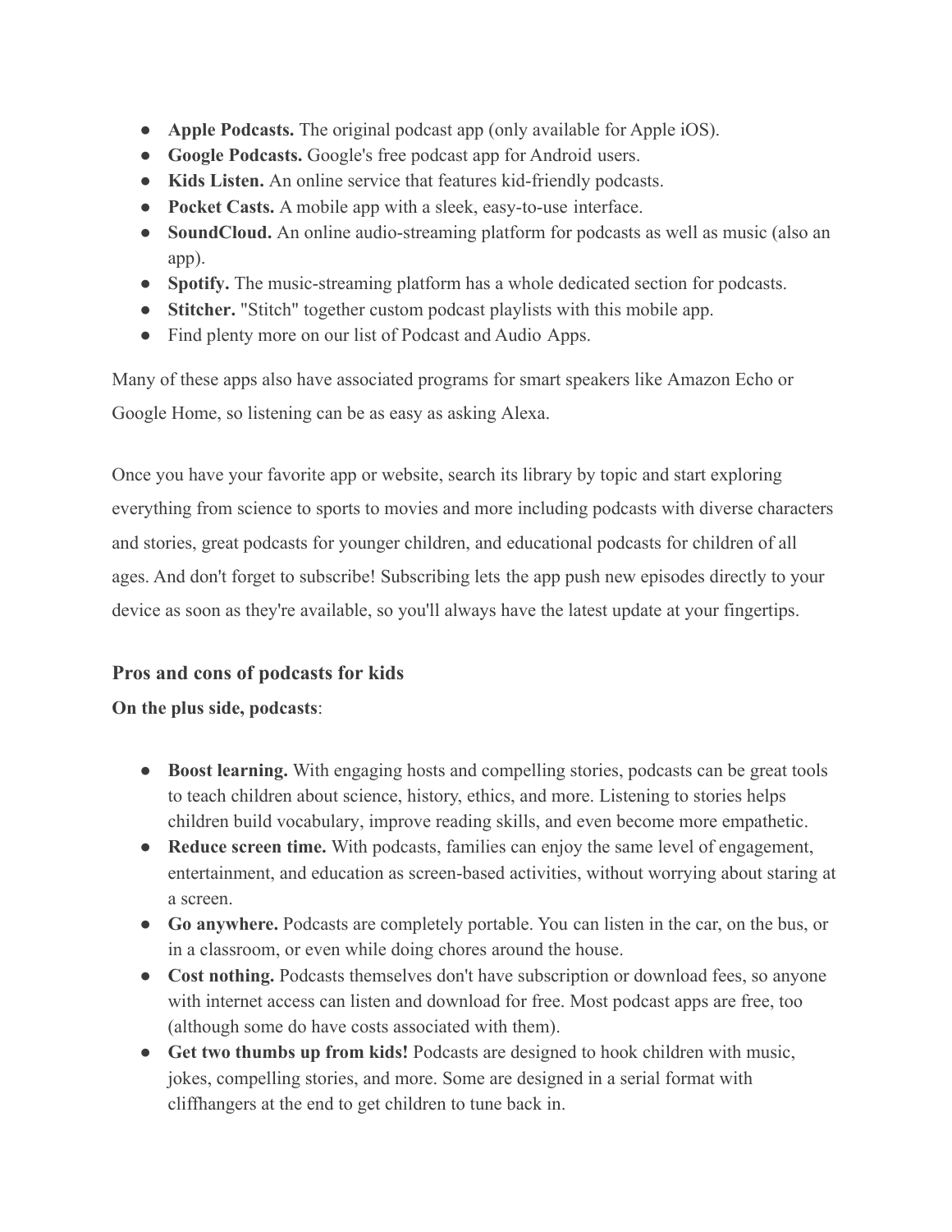- **Apple Podcasts.** The original podcast app (only available for Apple iOS).
- **Google Podcasts.** Google's free podcast app for Android users.
- **Kids Listen.** An online service that features kid-friendly podcasts.
- **Pocket Casts.** A mobile app with a sleek, easy-to-use interface.
- **SoundCloud.** An online audio-streaming platform for podcasts as well as music (also an app).
- **Spotify.** The music-streaming platform has a whole dedicated section for podcasts.
- **Stitcher.** "Stitch" together custom podcast playlists with this mobile app.
- Find plenty more on our list of Podcast and Audio Apps.

Many of these apps also have associated programs for smart speakers like Amazon Echo or Google Home, so listening can be as easy as asking Alexa.

Once you have your favorite app or website, search its library by topic and start exploring everything from science to sports to movies and more including podcasts with diverse characters and stories, great podcasts for younger children, and educational podcasts for children of all ages. And don't forget to subscribe! Subscribing lets the app push new episodes directly to your device as soon as they're available, so you'll always have the latest update at your fingertips.

### Pros and cons of podcasts for kids

**On the plus side, podcasts**:

- **Boost learning.** With engaging hosts and compelling stories, podcasts can be great tools to teach children about science, history, ethics, and more. Listening to stories helps children build vocabulary, improve reading skills, and even become more empathetic.
- **Reduce screen time.** With podcasts, families can enjoy the same level of engagement, entertainment, and education as screen-based activities, without worrying about staring at a screen.
- **Go anywhere.** Podcasts are completely portable. You can listen in the car, on the bus, or in a classroom, or even while doing chores around the house.
- **Cost nothing.** Podcasts themselves don't have subscription or download fees, so anyone with internet access can listen and download for free. Most podcast apps are free, too (although some do have costs associated with them).
- **Get two thumbs up from kids!** Podcasts are designed to hook children with music, jokes, compelling stories, and more. Some are designed in a serial format with cliffhangers at the end to get children to tune back in.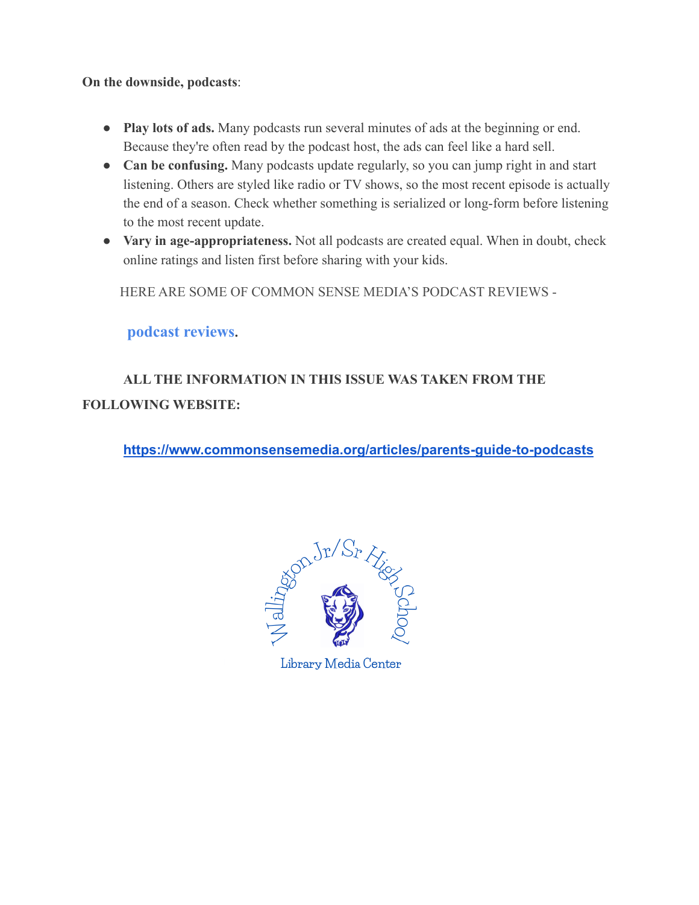**On the downside, podcasts**:

- **Play lots of ads.** Many podcasts run several minutes of ads at the beginning or end. Because they're often read by the podcast host, the ads can feel like a hard sell.
- **Can be confusing.** Many podcasts update regularly, so you can jump right in and start listening. Others are styled like radio or TV shows, so the most recent episode is actually the end of a season. Check whether something is serialized or long-form before listening to the most recent update.
- **Vary in age-appropriateness.** Not all podcasts are created equal. When in doubt, check online ratings and listen first before sharing with your kids.

HERE ARE SOME OF COMMON SENSE MEDIA'S PODCAST REVIEWS -

**podcast reviews.**

**ALL THE INFORMATION IN THIS ISSUE WAS TAKEN FROM THE FOLLOWING WEBSITE:**

**https://www.commonsensemedia.org/articles/parents-guide-to-podcasts**

Wallington Jr/Sr High School

Library Media Center